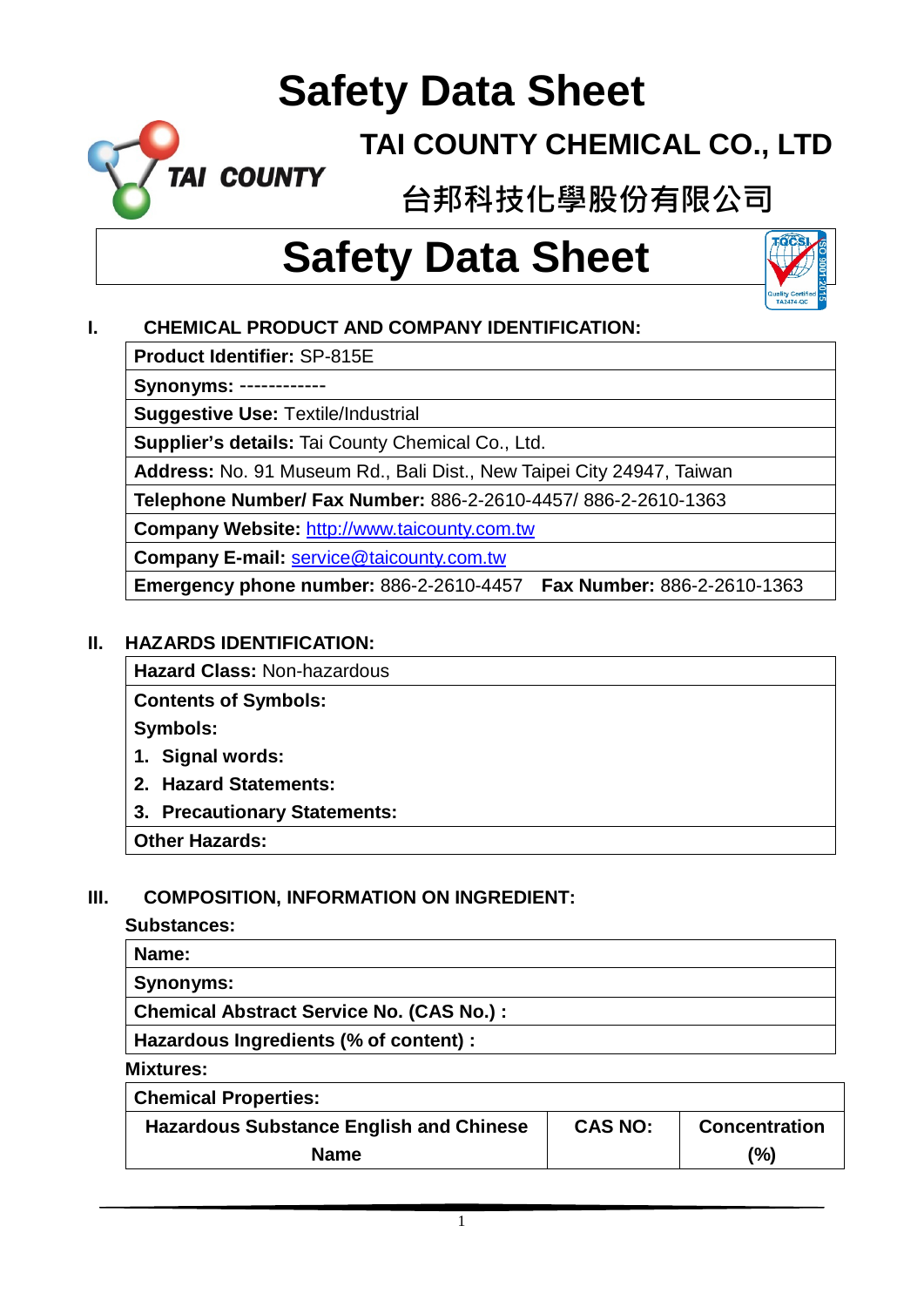# Safety Data Sheet

## TAI COUNTY CHEMICAL CO., LTD

## 台邦科技化學股份有限公司

# Safety Data Sheet

## I. CHEMICAL PRODUCT AND COMPANY IDENTIFICATION:

| **Product Identifier:** SP-815E |
|---|
| **Synonyms:** ------------ |
| **Suggestive Use:** Textile/Industrial |
| **Supplier's details:** Tai County Chemical Co., Ltd. |
| **Address:** No. 91 Museum Rd., Bali Dist., New Taipei City 24947, Taiwan |
| **Telephone Number/ Fax Number:** 886-2-2610-4457/ 886-2-2610-1363 |
| **Company Website:** http://www.taicounty.com.tw |
| **Company E-mail:** service@taicounty.com.tw |
| **Emergency phone number:** 886-2-2610-4457 **Fax Number:** 886-2-2610-1363 |

## II. HAZARDS IDENTIFICATION:

| **Hazard Class:** Non-hazardous |
|---|
| **Contents of Symbols:**<br>**Symbols:**<br>1. **Signal words:**<br>2. **Hazard Statements:**<br>3. **Precautionary Statements:** |
| **Other Hazards:** |

## III. COMPOSITION, INFORMATION ON INGREDIENT:

**Substances:**

| **Name:** |
|---|
| **Synonyms:** |
| **Chemical Abstract Service No. (CAS No.) :** |
| **Hazardous Ingredients (% of content) :** |

**Mixtures:**

| **Chemical Properties:** | | |
|---|---|---|
| **Hazardous Substance English and Chinese Name** | **CAS NO:** | **Concentration (%)** |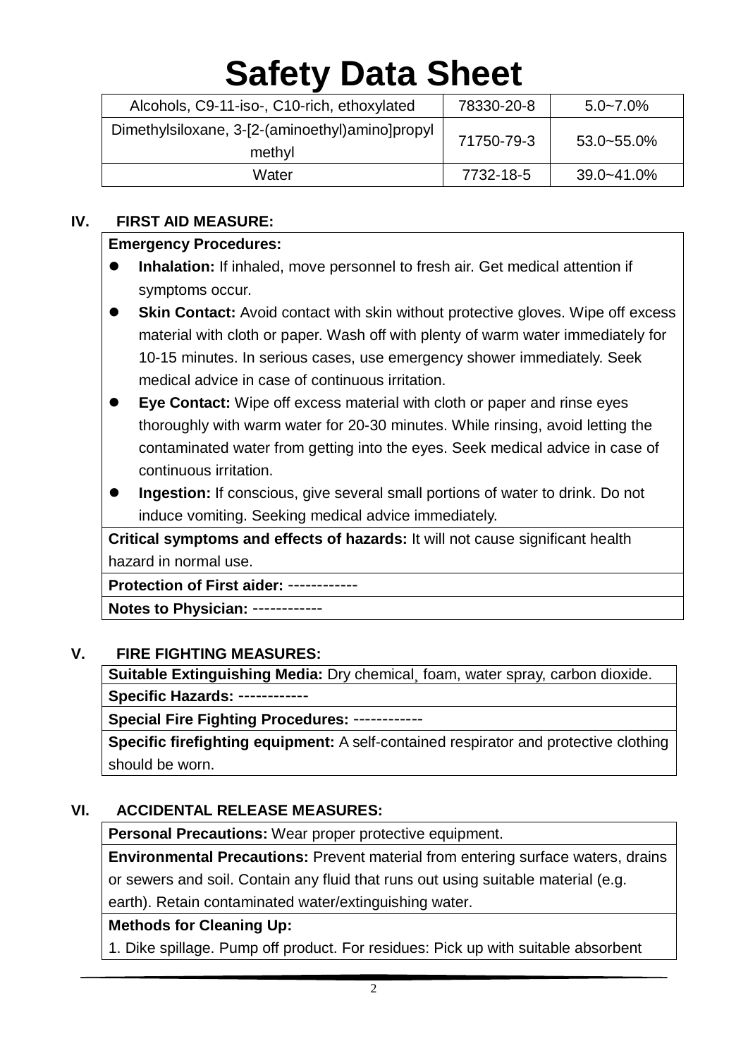# Safety Data Sheet

| Alcohols, C9-11-iso-, C10-rich, ethoxylated | 78330-20-8 | 5.0~7.0% |
| --- | --- | --- |
| Dimethylsiloxane, 3-[2-(aminoethyl)amino]propyl methyl | 71750-79-3 | 53.0~55.0% |
| Water | 7732-18-5 | 39.0~41.0% |

## IV. FIRST AID MEASURE:

**Emergency Procedures:**

- **Inhalation:** If inhaled, move personnel to fresh air. Get medical attention if symptoms occur.
- **Skin Contact:** Avoid contact with skin without protective gloves. Wipe off excess material with cloth or paper. Wash off with plenty of warm water immediately for 10-15 minutes. In serious cases, use emergency shower immediately. Seek medical advice in case of continuous irritation.
- **Eye Contact:** Wipe off excess material with cloth or paper and rinse eyes thoroughly with warm water for 20-30 minutes. While rinsing, avoid letting the contaminated water from getting into the eyes. Seek medical advice in case of continuous irritation.
- **Ingestion:** If conscious, give several small portions of water to drink. Do not induce vomiting. Seeking medical advice immediately.

**Critical symptoms and effects of hazards:** It will not cause significant health hazard in normal use.

**Protection of First aider:** ------------

**Notes to Physician:** ------------

## V. FIRE FIGHTING MEASURES:

**Suitable Extinguishing Media:** Dry chemical¸ foam, water spray, carbon dioxide.

**Specific Hazards:** ------------

**Special Fire Fighting Procedures:** ------------

**Specific firefighting equipment:** A self-contained respirator and protective clothing should be worn.

## VI. ACCIDENTAL RELEASE MEASURES:

**Personal Precautions:** Wear proper protective equipment.

**Environmental Precautions:** Prevent material from entering surface waters, drains or sewers and soil. Contain any fluid that runs out using suitable material (e.g. earth). Retain contaminated water/extinguishing water.

**Methods for Cleaning Up:**

1. Dike spillage. Pump off product. For residues: Pick up with suitable absorbent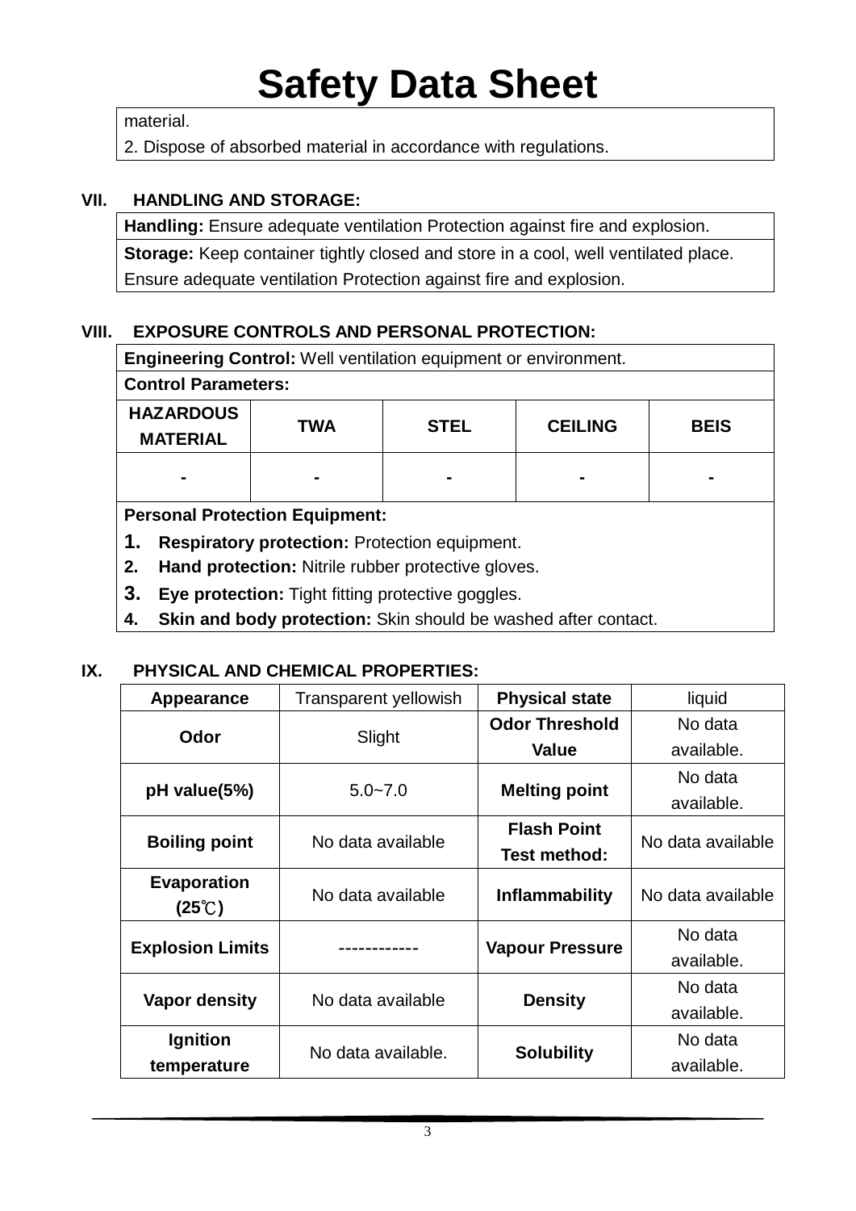# Safety Data Sheet

material.

2. Dispose of absorbed material in accordance with regulations.

## VII. HANDLING AND STORAGE:

**Handling:** Ensure adequate ventilation Protection against fire and explosion.

**Storage:** Keep container tightly closed and store in a cool, well ventilated place. Ensure adequate ventilation Protection against fire and explosion.

## VIII. EXPOSURE CONTROLS AND PERSONAL PROTECTION:

**Engineering Control:** Well ventilation equipment or environment.

**Control Parameters:**

| HAZARDOUS MATERIAL | TWA | STEL | CEILING | BEIS |
|---|---|---|---|---|
| - | - | - | - | - |

**Personal Protection Equipment:**

1. **Respiratory protection:** Protection equipment.
2. **Hand protection:** Nitrile rubber protective gloves.
3. **Eye protection:** Tight fitting protective goggles.
4. **Skin and body protection:** Skin should be washed after contact.

## IX. PHYSICAL AND CHEMICAL PROPERTIES:

| **Appearance** | Transparent yellowish | **Physical state** | liquid |
|---|---|---|---|
| **Odor** | Slight | **Odor Threshold Value** | No data available. |
| **pH value(5%)** | 5.0~7.0 | **Melting point** | No data available. |
| **Boiling point** | No data available | **Flash Point Test method:** | No data available |
| **Evaporation (25℃)** | No data available | **Inflammability** | No data available |
| **Explosion Limits** | ------------ | **Vapour Pressure** | No data available. |
| **Vapor density** | No data available | **Density** | No data available. |
| **Ignition temperature** | No data available. | **Solubility** | No data available. |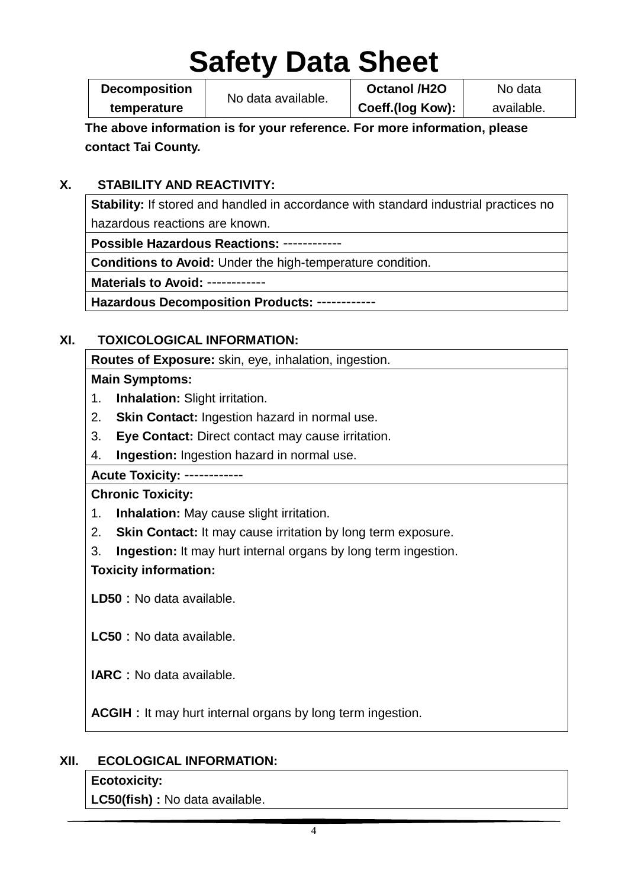# Safety Data Sheet

| Decomposition temperature | No data available. | Octanol /H2O Coeff.(log Kow): | No data available. |
|---|---|---|---|

**The above information is for your reference. For more information, please contact Tai County.**

## X. STABILITY AND REACTIVITY:

| **Stability:** If stored and handled in accordance with standard industrial practices no hazardous reactions are known. |
|---|
| **Possible Hazardous Reactions:** ------------ |
| **Conditions to Avoid:** Under the high-temperature condition. |
| **Materials to Avoid:** ------------ |
| **Hazardous Decomposition Products:** ------------ |

## XI. TOXICOLOGICAL INFORMATION:

**Routes of Exposure:** skin, eye, inhalation, ingestion.

**Main Symptoms:**

1. **Inhalation:** Slight irritation.
2. **Skin Contact:** Ingestion hazard in normal use.
3. **Eye Contact:** Direct contact may cause irritation.
4. **Ingestion:** Ingestion hazard in normal use.

**Acute Toxicity:** ------------

**Chronic Toxicity:**

1. **Inhalation:** May cause slight irritation.
2. **Skin Contact:** It may cause irritation by long term exposure.
3. **Ingestion:** It may hurt internal organs by long term ingestion.

**Toxicity information:**

**LD50**：No data available.

**LC50**：No data available.

**IARC**：No data available.

**ACGIH**：It may hurt internal organs by long term ingestion.

## XII. ECOLOGICAL INFORMATION:

**Ecotoxicity:**

**LC50(fish) :** No data available.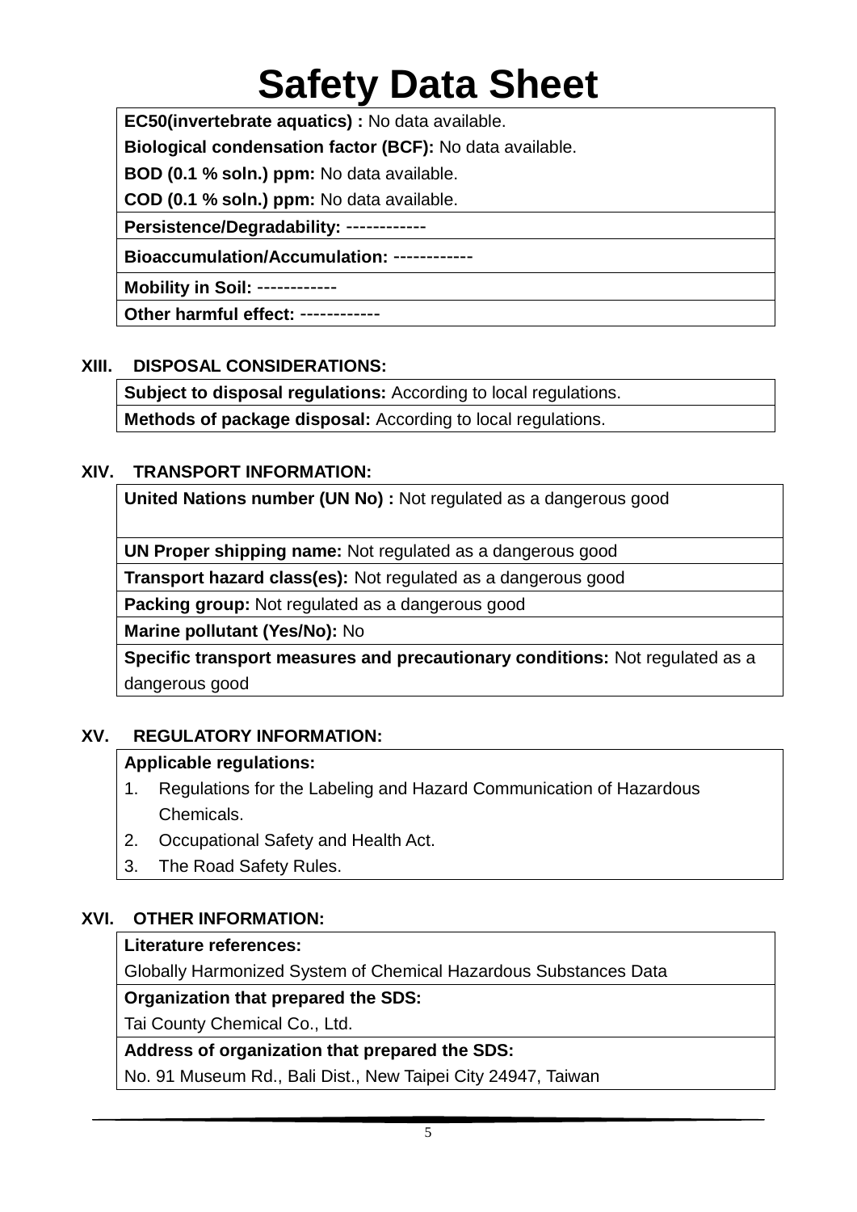# Safety Data Sheet

| |
|---|
| **EC50(invertebrate aquatics) :** No data available.<br>**Biological condensation factor (BCF):** No data available.<br>**BOD (0.1 % soln.) ppm:** No data available.<br>**COD (0.1 % soln.) ppm:** No data available. |
| **Persistence/Degradability:** ------------ |
| **Bioaccumulation/Accumulation:** ------------ |
| **Mobility in Soil:** ------------ |
| **Other harmful effect:** ------------ |

## XIII. DISPOSAL CONSIDERATIONS:

| |
|---|
| **Subject to disposal regulations:** According to local regulations. |
| **Methods of package disposal:** According to local regulations. |

## XIV. TRANSPORT INFORMATION:

| |
|---|
| **United Nations number (UN No) :** Not regulated as a dangerous good |
| **UN Proper shipping name:** Not regulated as a dangerous good |
| **Transport hazard class(es):** Not regulated as a dangerous good |
| **Packing group:** Not regulated as a dangerous good |
| **Marine pollutant (Yes/No):** No |
| **Specific transport measures and precautionary conditions:** Not regulated as a dangerous good |

## XV. REGULATORY INFORMATION:

**Applicable regulations:**

1. Regulations for the Labeling and Hazard Communication of Hazardous Chemicals.
2. Occupational Safety and Health Act.
3. The Road Safety Rules.

## XVI. OTHER INFORMATION:

| |
|---|
| **Literature references:**<br>Globally Harmonized System of Chemical Hazardous Substances Data |
| **Organization that prepared the SDS:**<br>Tai County Chemical Co., Ltd. |
| **Address of organization that prepared the SDS:**<br>No. 91 Museum Rd., Bali Dist., New Taipei City 24947, Taiwan |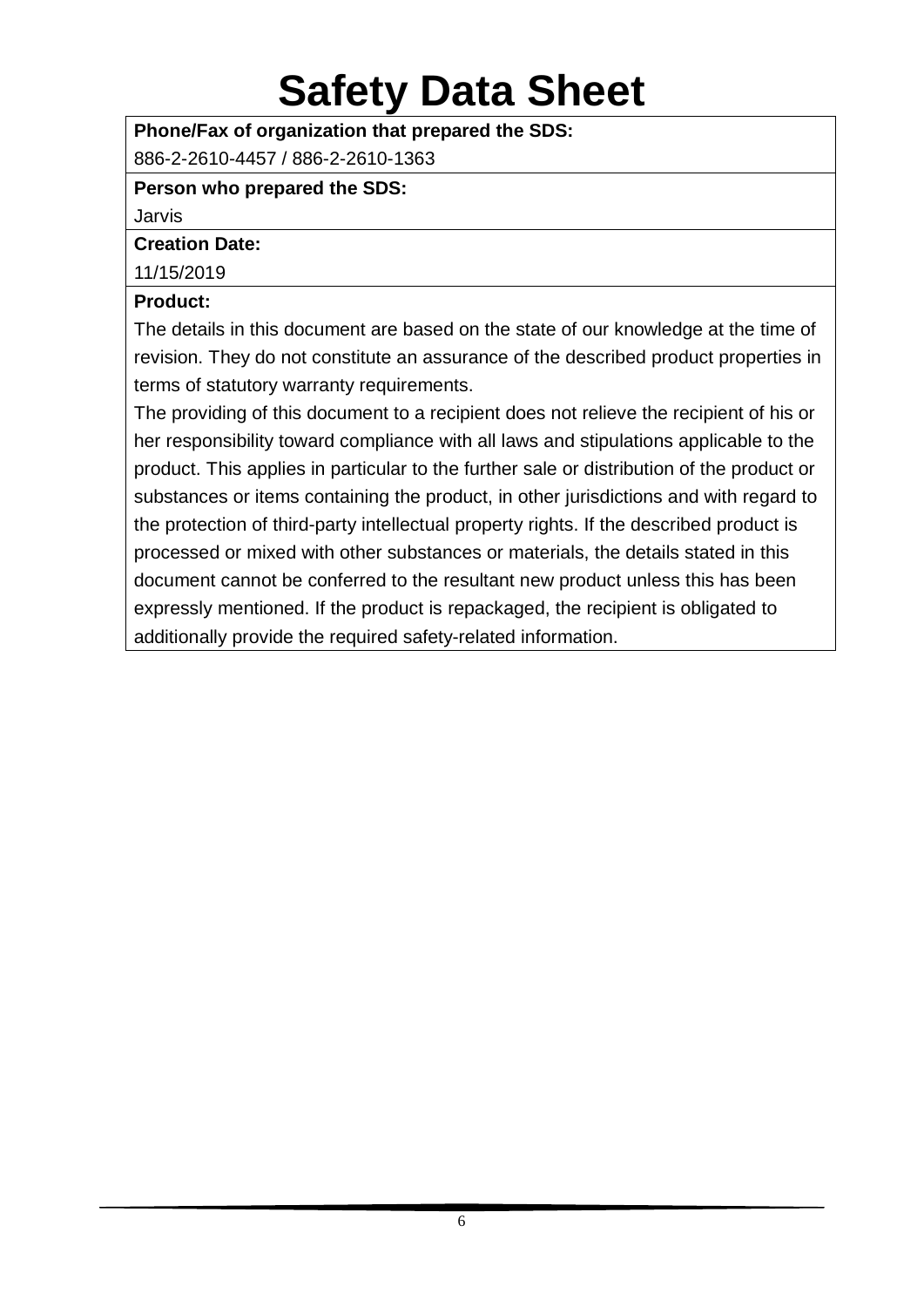# Safety Data Sheet

**Phone/Fax of organization that prepared the SDS:**

886-2-2610-4457 / 886-2-2610-1363

**Person who prepared the SDS:**

Jarvis

**Creation Date:**

11/15/2019

**Product:**

The details in this document are based on the state of our knowledge at the time of revision. They do not constitute an assurance of the described product properties in terms of statutory warranty requirements.

The providing of this document to a recipient does not relieve the recipient of his or her responsibility toward compliance with all laws and stipulations applicable to the product. This applies in particular to the further sale or distribution of the product or substances or items containing the product, in other jurisdictions and with regard to the protection of third-party intellectual property rights. If the described product is processed or mixed with other substances or materials, the details stated in this document cannot be conferred to the resultant new product unless this has been expressly mentioned. If the product is repackaged, the recipient is obligated to additionally provide the required safety-related information.